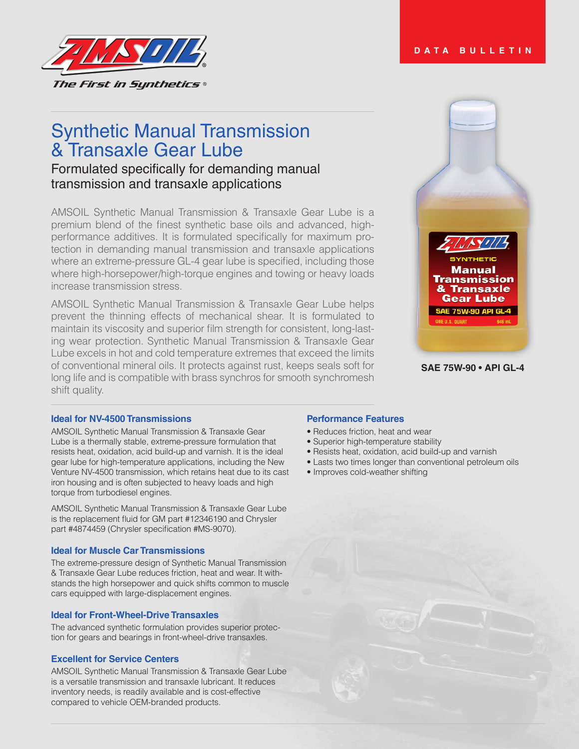DATA BULLETIN

# Synthetic Manual Transmission & Transaxle Gear Lube

## Formulated specifically for demanding manual transmission and transaxle applications

AMSOIL Synthetic Manual Transmission & Transaxle Gear Lube is a premium blend of the finest synthetic base oils and advanced, high-performance additives. It is formulated specifically for maximum protection in demanding manual transmission and transaxle applications where an extreme-pressure GL-4 gear lube is specified, including those where high-horsepower/high-torque engines and towing or heavy loads increase transmission stress.

AMSOIL Synthetic Manual Transmission & Transaxle Gear Lube helps prevent the thinning effects of mechanical shear. It is formulated to maintain its viscosity and superior film strength for consistent, long-lasting wear protection. Synthetic Manual Transmission & Transaxle Gear Lube excels in hot and cold temperature extremes that exceed the limits of conventional mineral oils. It protects against rust, keeps seals soft for long life and is compatible with brass synchros for smooth synchromesh shift quality.

**SAE 75W-90 • API GL-4**

### Ideal for NV-4500 Transmissions

AMSOIL Synthetic Manual Transmission & Transaxle Gear Lube is a thermally stable, extreme-pressure formulation that resists heat, oxidation, acid build-up and varnish. It is the ideal gear lube for high-temperature applications, including the New Venture NV-4500 transmission, which retains heat due to its cast iron housing and is often subjected to heavy loads and high torque from turbodiesel engines.

AMSOIL Synthetic Manual Transmission & Transaxle Gear Lube is the replacement fluid for GM part #12346190 and Chrysler part #4874459 (Chrysler specification #MS-9070).

### Ideal for Muscle Car Transmissions

The extreme-pressure design of Synthetic Manual Transmission & Transaxle Gear Lube reduces friction, heat and wear. It withstands the high horsepower and quick shifts common to muscle cars equipped with large-displacement engines.

### Ideal for Front-Wheel-Drive Transaxles

The advanced synthetic formulation provides superior protection for gears and bearings in front-wheel-drive transaxles.

### Excellent for Service Centers

AMSOIL Synthetic Manual Transmission & Transaxle Gear Lube is a versatile transmission and transaxle lubricant. It reduces inventory needs, is readily available and is cost-effective compared to vehicle OEM-branded products.

### Performance Features

- Reduces friction, heat and wear
- Superior high-temperature stability
- Resists heat, oxidation, acid build-up and varnish
- Lasts two times longer than conventional petroleum oils
- Improves cold-weather shifting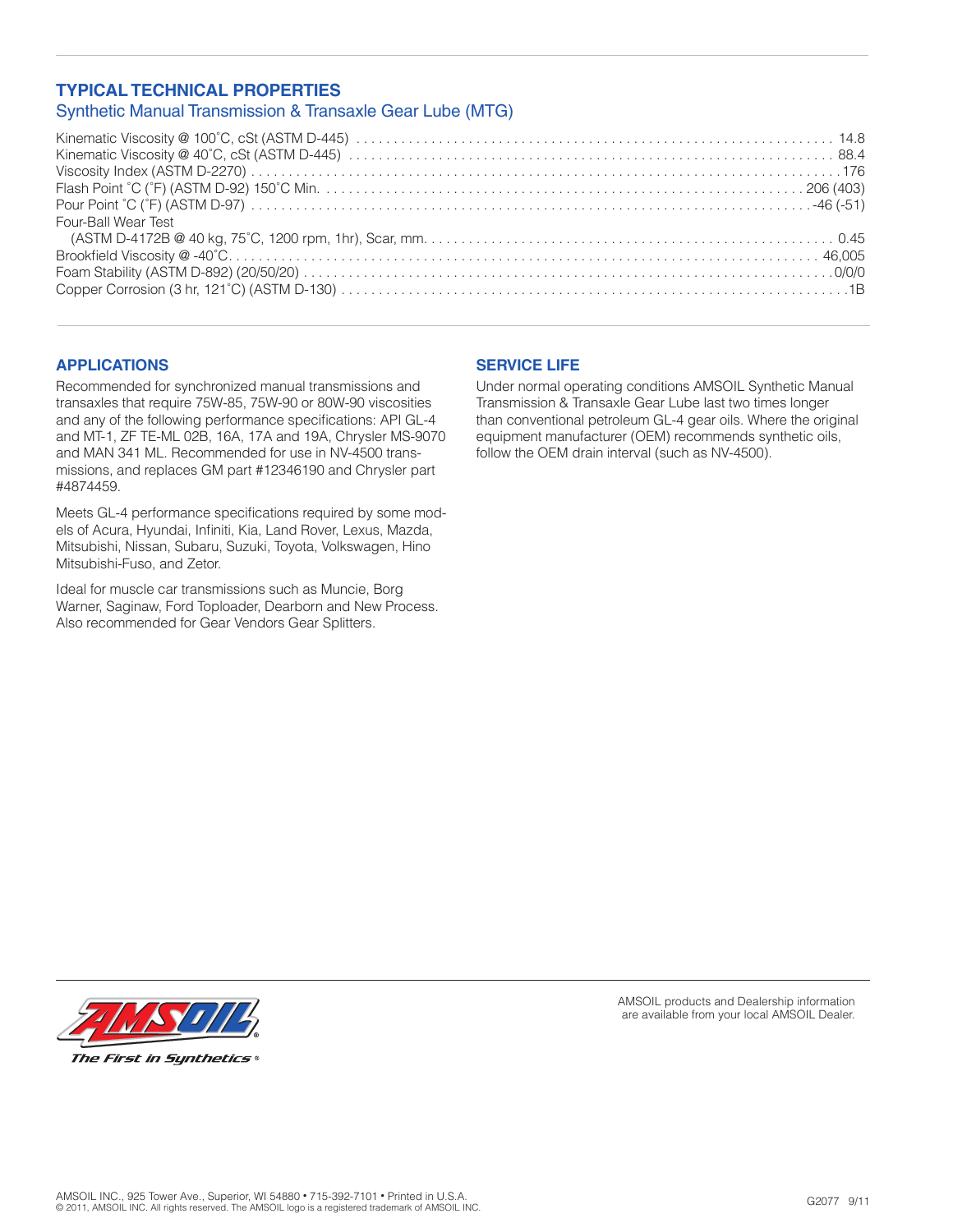## TYPICAL TECHNICAL PROPERTIES

### Synthetic Manual Transmission & Transaxle Gear Lube (MTG)

| | |
|---|---|
| Kinematic Viscosity @ 100˚C, cSt (ASTM D-445) | 14.8 |
| Kinematic Viscosity @ 40˚C, cSt (ASTM D-445) | 88.4 |
| Viscosity Index (ASTM D-2270) | 176 |
| Flash Point ˚C (˚F) (ASTM D-92) 150˚C Min. | 206 (403) |
| Pour Point ˚C (˚F) (ASTM D-97) | -46 (-51) |
| Four-Ball Wear Test (ASTM D-4172B @ 40 kg, 75˚C, 1200 rpm, 1hr), Scar, mm. | 0.45 |
| Brookfield Viscosity @ -40˚C | 46,005 |
| Foam Stability (ASTM D-892) (20/50/20) | 0/0/0 |
| Copper Corrosion (3 hr, 121˚C) (ASTM D-130) | 1B |

## APPLICATIONS

Recommended for synchronized manual transmissions and transaxles that require 75W-85, 75W-90 or 80W-90 viscosities and any of the following performance specifications: API GL-4 and MT-1, ZF TE-ML 02B, 16A, 17A and 19A, Chrysler MS-9070 and MAN 341 ML. Recommended for use in NV-4500 transmissions, and replaces GM part #12346190 and Chrysler part #4874459.

Meets GL-4 performance specifications required by some models of Acura, Hyundai, Infiniti, Kia, Land Rover, Lexus, Mazda, Mitsubishi, Nissan, Subaru, Suzuki, Toyota, Volkswagen, Hino Mitsubishi-Fuso, and Zetor.

Ideal for muscle car transmissions such as Muncie, Borg Warner, Saginaw, Ford Toploader, Dearborn and New Process. Also recommended for Gear Vendors Gear Splitters.

## SERVICE LIFE

Under normal operating conditions AMSOIL Synthetic Manual Transmission & Transaxle Gear Lube last two times longer than conventional petroleum GL-4 gear oils. Where the original equipment manufacturer (OEM) recommends synthetic oils, follow the OEM drain interval (such as NV-4500).

AMSOIL

*The First in Synthetics®*

AMSOIL products and Dealership information are available from your local AMSOIL Dealer.

AMSOIL INC., 925 Tower Ave., Superior, WI 54880 • 715-392-7101 • Printed in U.S.A.
© 2011, AMSOIL INC. All rights reserved. The AMSOIL logo is a registered trademark of AMSOIL INC.

G2077 9/11